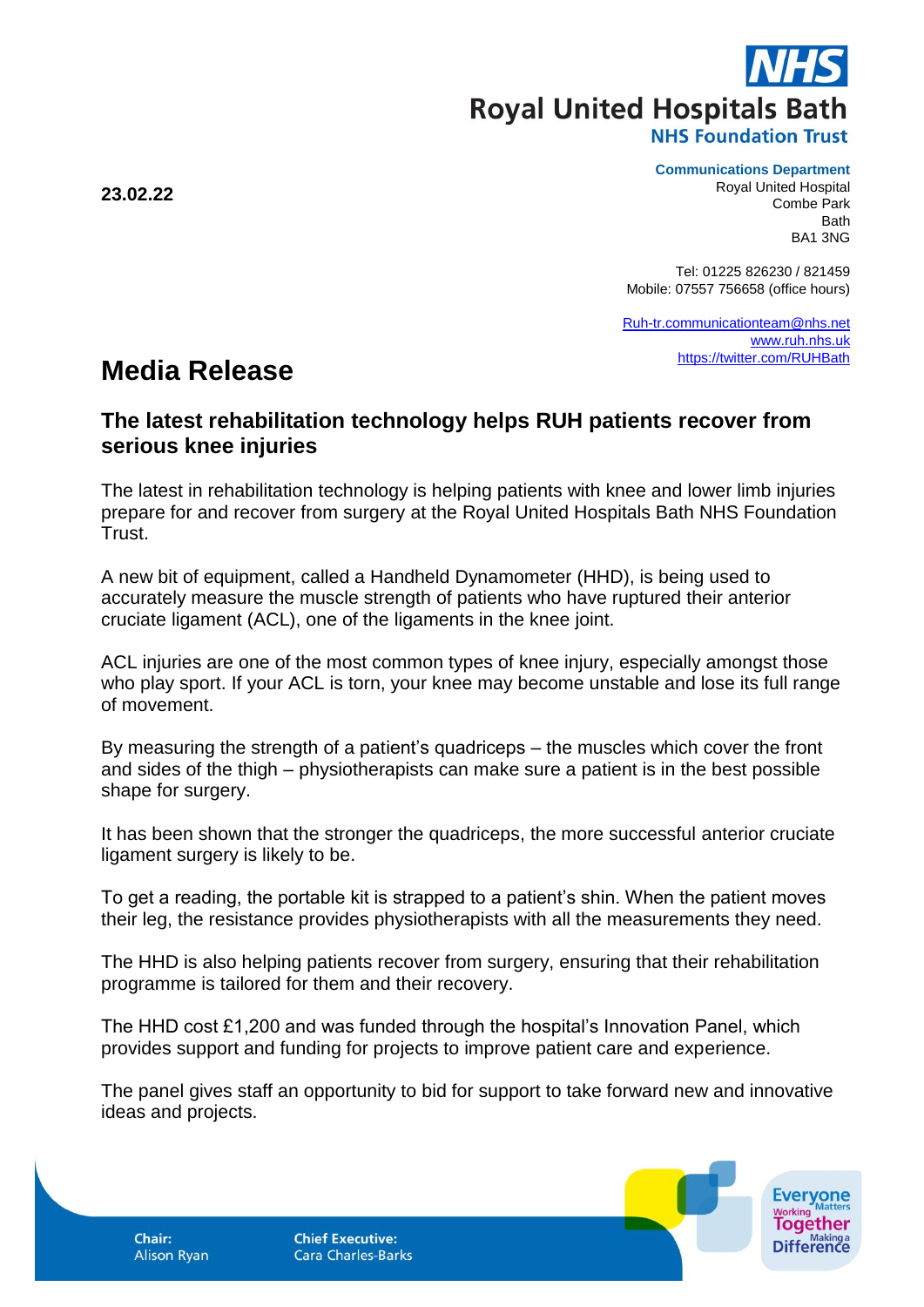**Royal United Hospitals Bath**
**NHS Foundation Trust**

**Communications Department**
Royal United Hospital
Combe Park
Bath
BA1 3NG

Tel: 01225 826230 / 821459
Mobile: 07557 756658 (office hours)

Ruh-tr.communicationteam@nhs.net
www.ruh.nhs.uk
https://twitter.com/RUHBath

**23.02.22**

# Media Release

## The latest rehabilitation technology helps RUH patients recover from serious knee injuries

The latest in rehabilitation technology is helping patients with knee and lower limb injuries prepare for and recover from surgery at the Royal United Hospitals Bath NHS Foundation Trust.

A new bit of equipment, called a Handheld Dynamometer (HHD), is being used to accurately measure the muscle strength of patients who have ruptured their anterior cruciate ligament (ACL), one of the ligaments in the knee joint.

ACL injuries are one of the most common types of knee injury, especially amongst those who play sport. If your ACL is torn, your knee may become unstable and lose its full range of movement.

By measuring the strength of a patient's quadriceps – the muscles which cover the front and sides of the thigh – physiotherapists can make sure a patient is in the best possible shape for surgery.

It has been shown that the stronger the quadriceps, the more successful anterior cruciate ligament surgery is likely to be.

To get a reading, the portable kit is strapped to a patient's shin. When the patient moves their leg, the resistance provides physiotherapists with all the measurements they need.

The HHD is also helping patients recover from surgery, ensuring that their rehabilitation programme is tailored for them and their recovery.

The HHD cost £1,200 and was funded through the hospital's Innovation Panel, which provides support and funding for projects to improve patient care and experience.

The panel gives staff an opportunity to bid for support to take forward new and innovative ideas and projects.

**Chair:** Alison Ryan
**Chief Executive:** Cara Charles-Barks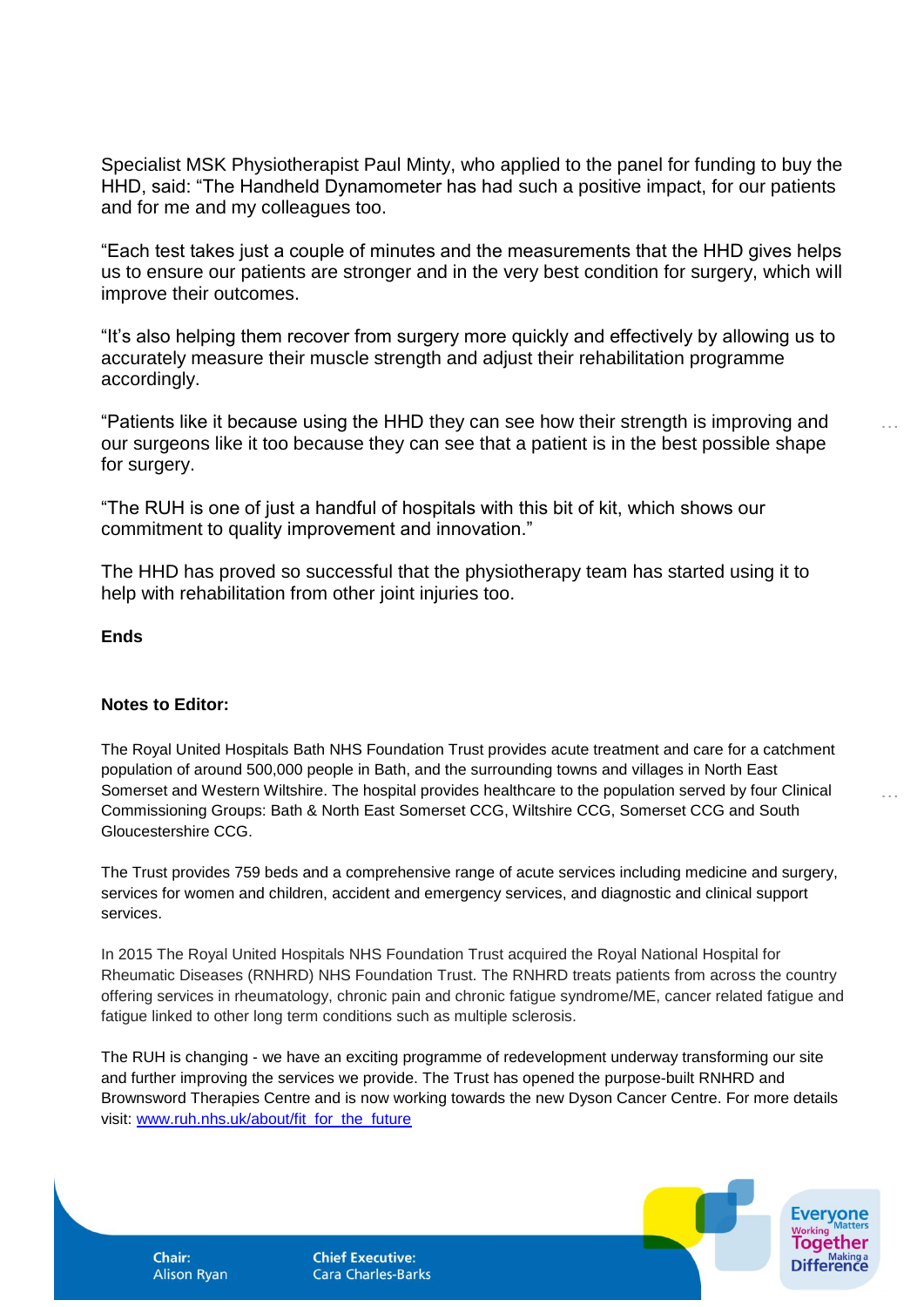Specialist MSK Physiotherapist Paul Minty, who applied to the panel for funding to buy the HHD, said: "The Handheld Dynamometer has had such a positive impact, for our patients and for me and my colleagues too.

"Each test takes just a couple of minutes and the measurements that the HHD gives helps us to ensure our patients are stronger and in the very best condition for surgery, which will improve their outcomes.

"It's also helping them recover from surgery more quickly and effectively by allowing us to accurately measure their muscle strength and adjust their rehabilitation programme accordingly.

"Patients like it because using the HHD they can see how their strength is improving and our surgeons like it too because they can see that a patient is in the best possible shape for surgery.

"The RUH is one of just a handful of hospitals with this bit of kit, which shows our commitment to quality improvement and innovation."

The HHD has proved so successful that the physiotherapy team has started using it to help with rehabilitation from other joint injuries too.

**Ends**

**Notes to Editor:**

The Royal United Hospitals Bath NHS Foundation Trust provides acute treatment and care for a catchment population of around 500,000 people in Bath, and the surrounding towns and villages in North East Somerset and Western Wiltshire. The hospital provides healthcare to the population served by four Clinical Commissioning Groups: Bath & North East Somerset CCG, Wiltshire CCG, Somerset CCG and South Gloucestershire CCG.

The Trust provides 759 beds and a comprehensive range of acute services including medicine and surgery, services for women and children, accident and emergency services, and diagnostic and clinical support services.

In 2015 The Royal United Hospitals NHS Foundation Trust acquired the Royal National Hospital for Rheumatic Diseases (RNHRD) NHS Foundation Trust. The RNHRD treats patients from across the country offering services in rheumatology, chronic pain and chronic fatigue syndrome/ME, cancer related fatigue and fatigue linked to other long term conditions such as multiple sclerosis.

The RUH is changing - we have an exciting programme of redevelopment underway transforming our site and further improving the services we provide. The Trust has opened the purpose-built RNHRD and Brownsword Therapies Centre and is now working towards the new Dyson Cancer Centre. For more details visit: [www.ruh.nhs.uk/about/fit_for_the_future](www.ruh.nhs.uk/about/fit_for_the_future)

Chair: Alison Ryan

Chief Executive: Cara Charles-Barks

Everyone Matters
Working Together
Making a Difference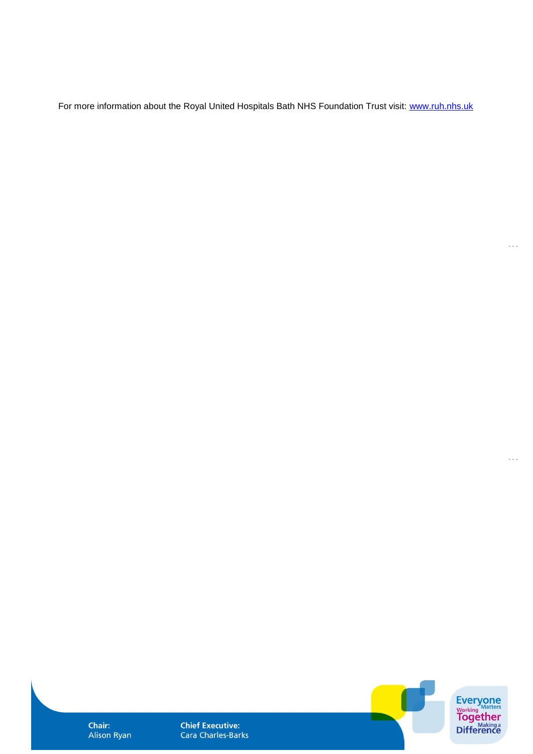For more information about the Royal United Hospitals Bath NHS Foundation Trust visit: [www.ruh.nhs.uk](http://www.ruh.nhs.uk)

**Chair:**
Alison Ryan

**Chief Executive:**
Cara Charles-Barks

Everyone Matters
Working Together
Making a Difference